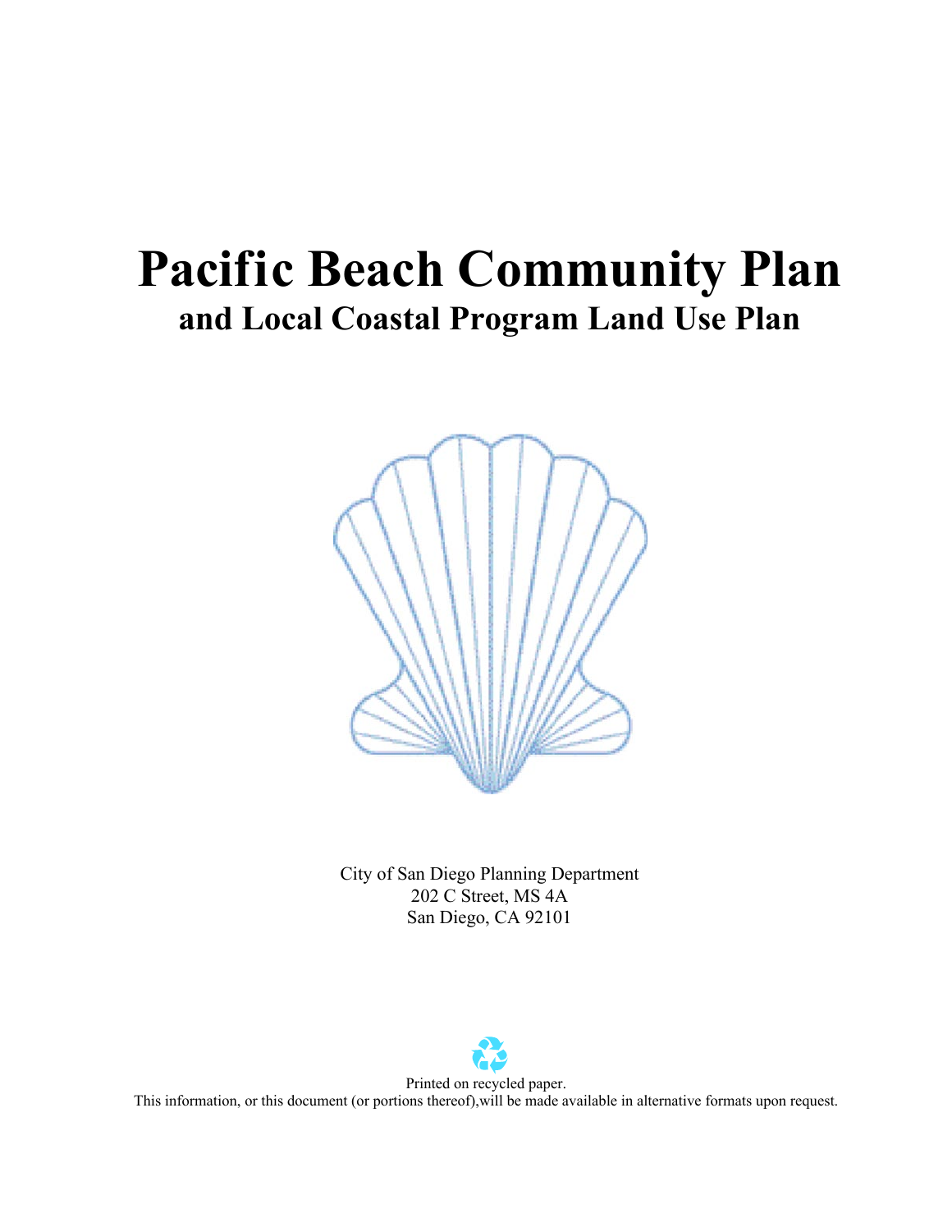# Pacific Beach Community Plan

## and Local Coastal Program Land Use Plan

City of San Diego Planning Department
202 C Street, MS 4A
San Diego, CA 92101

Printed on recycled paper.
This information, or this document (or portions thereof),will be made available in alternative formats upon request.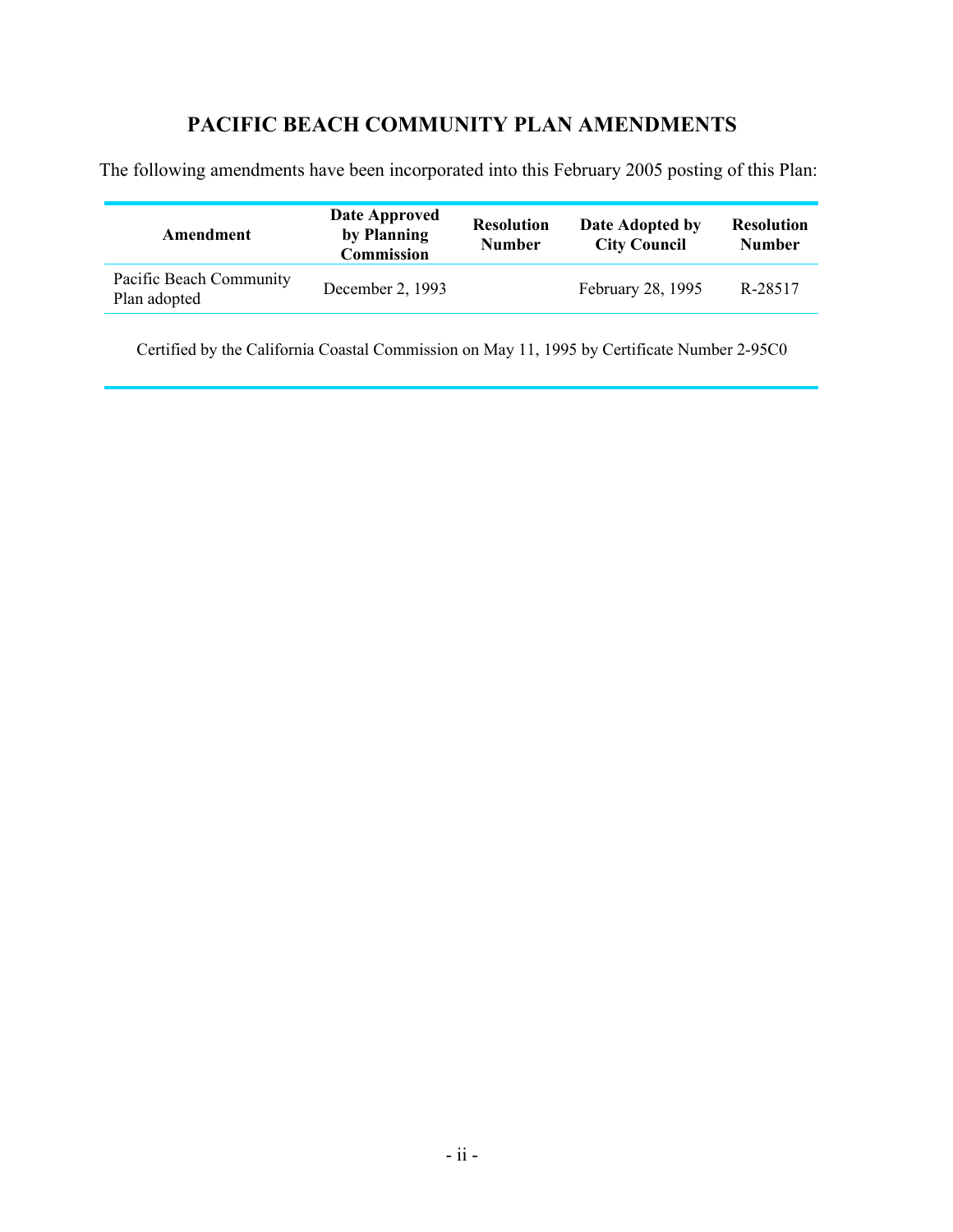# PACIFIC BEACH COMMUNITY PLAN AMENDMENTS

The following amendments have been incorporated into this February 2005 posting of this Plan:

| Amendment | Date Approved by Planning Commission | Resolution Number | Date Adopted by City Council | Resolution Number |
|---|---|---|---|---|
| Pacific Beach Community Plan adopted | December 2, 1993 | | February 28, 1995 | R-28517 |

Certified by the California Coastal Commission on May 11, 1995 by Certificate Number 2-95C0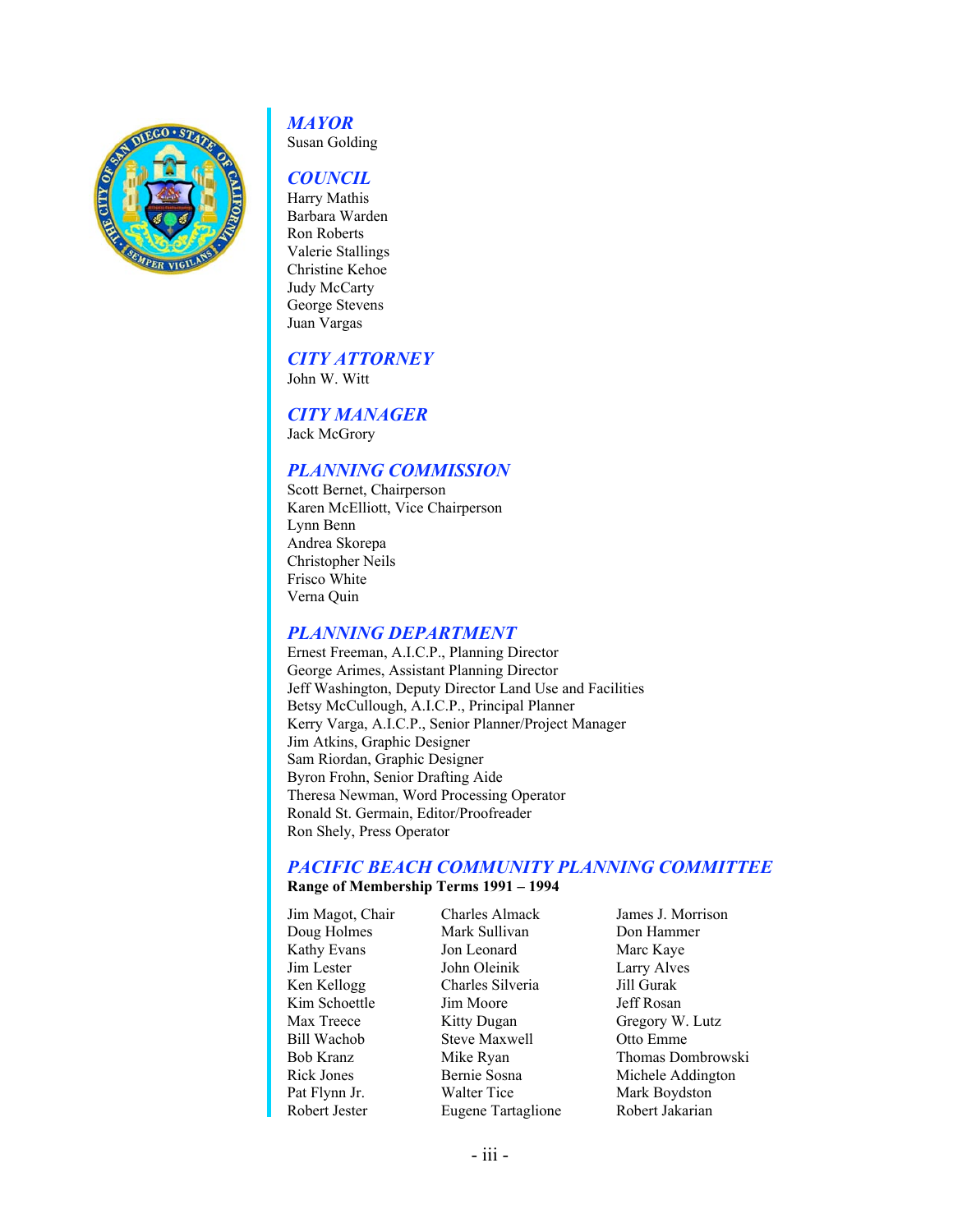## *MAYOR*

Susan Golding

## *COUNCIL*

Harry Mathis
Barbara Warden
Ron Roberts
Valerie Stallings
Christine Kehoe
Judy McCarty
George Stevens
Juan Vargas

## *CITY ATTORNEY*

John W. Witt

## *CITY MANAGER*

Jack McGrory

## *PLANNING COMMISSION*

Scott Bernet, Chairperson
Karen McElliott, Vice Chairperson
Lynn Benn
Andrea Skorepa
Christopher Neils
Frisco White
Verna Quin

## *PLANNING DEPARTMENT*

Ernest Freeman, A.I.C.P., Planning Director
George Arimes, Assistant Planning Director
Jeff Washington, Deputy Director Land Use and Facilities
Betsy McCullough, A.I.C.P., Principal Planner
Kerry Varga, A.I.C.P., Senior Planner/Project Manager
Jim Atkins, Graphic Designer
Sam Riordan, Graphic Designer
Byron Frohn, Senior Drafting Aide
Theresa Newman, Word Processing Operator
Ronald St. Germain, Editor/Proofreader
Ron Shely, Press Operator

## *PACIFIC BEACH COMMUNITY PLANNING COMMITTEE*

**Range of Membership Terms 1991 – 1994**

Jim Magot, Chair
Doug Holmes
Kathy Evans
Jim Lester
Ken Kellogg
Kim Schoettle
Max Treece
Bill Wachob
Bob Kranz
Rick Jones
Pat Flynn Jr.
Robert Jester
Charles Almack
Mark Sullivan
Jon Leonard
John Oleinik
Charles Silveria
Jim Moore
Kitty Dugan
Steve Maxwell
Mike Ryan
Bernie Sosna
Walter Tice
Eugene Tartaglione
James J. Morrison
Don Hammer
Marc Kaye
Larry Alves
Jill Gurak
Jeff Rosan
Gregory W. Lutz
Otto Emme
Thomas Dombrowski
Michele Addington
Mark Boydston
Robert Jakarian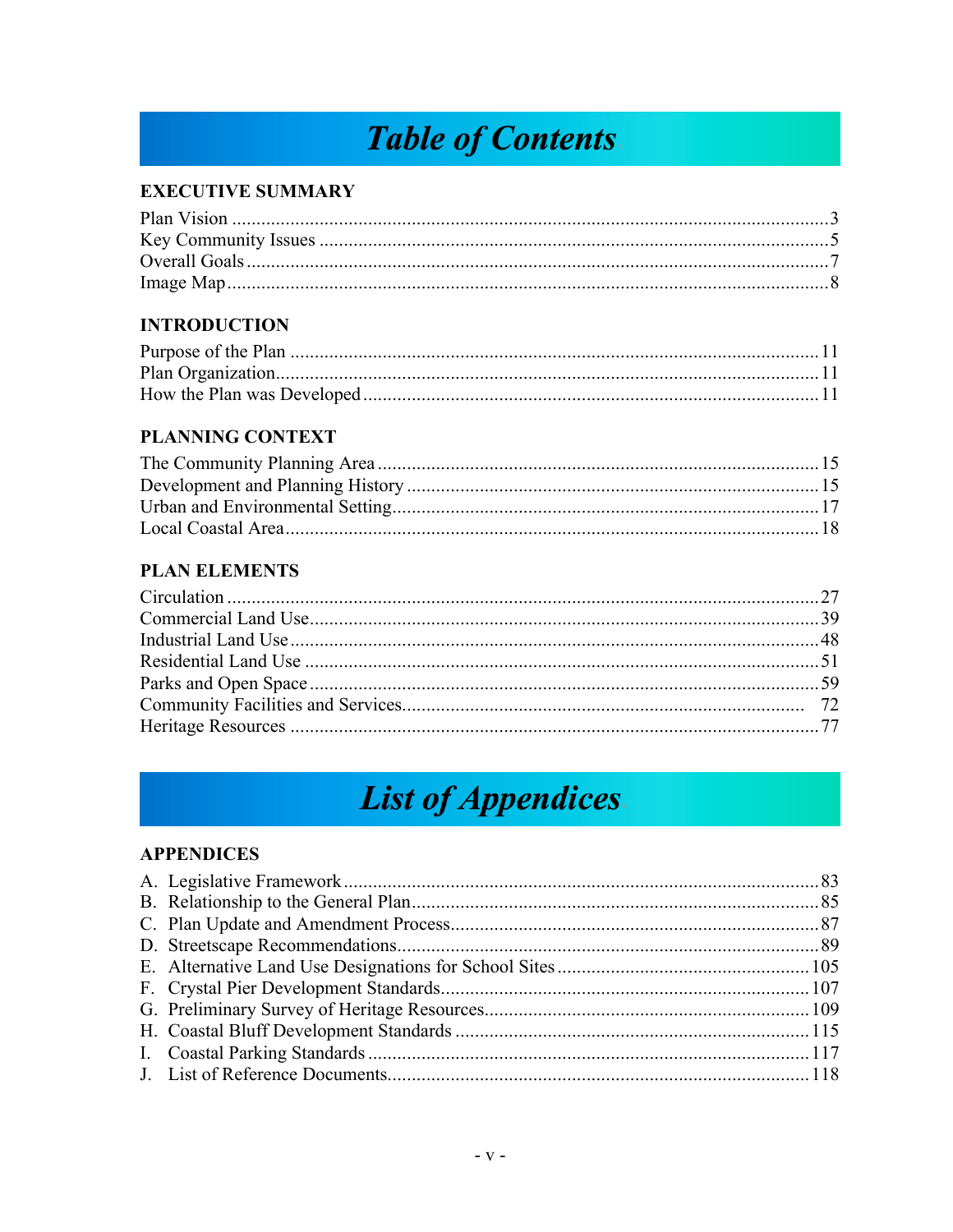# Table of Contents

## EXECUTIVE SUMMARY

Plan Vision ........................................................................................................ 3
Key Community Issues ....................................................................................... 5
Overall Goals ...................................................................................................... 7
Image Map .......................................................................................................... 8

## INTRODUCTION

Purpose of the Plan ............................................................................................ 11
Plan Organization ............................................................................................... 11
How the Plan was Developed ............................................................................ 11

## PLANNING CONTEXT

The Community Planning Area .......................................................................... 15
Development and Planning History .................................................................... 15
Urban and Environmental Setting ....................................................................... 17
Local Coastal Area ............................................................................................. 18

## PLAN ELEMENTS

Circulation ......................................................................................................... 27
Commercial Land Use ........................................................................................ 39
Industrial Land Use ............................................................................................ 48
Residential Land Use ......................................................................................... 51
Parks and Open Space ....................................................................................... 59
Community Facilities and Services ................................................................... 72
Heritage Resources ........................................................................................... 77

# List of Appendices

## APPENDICES

A. Legislative Framework ................................................................................... 83
B. Relationship to the General Plan .................................................................... 85
C. Plan Update and Amendment Process ........................................................... 87
D. Streetscape Recommendations ...................................................................... 89
E. Alternative Land Use Designations for School Sites .................................... 105
F. Crystal Pier Development Standards ............................................................ 107
G. Preliminary Survey of Heritage Resources ................................................... 109
H. Coastal Bluff Development Standards .......................................................... 115
I. Coastal Parking Standards ............................................................................. 117
J. List of Reference Documents ........................................................................ 118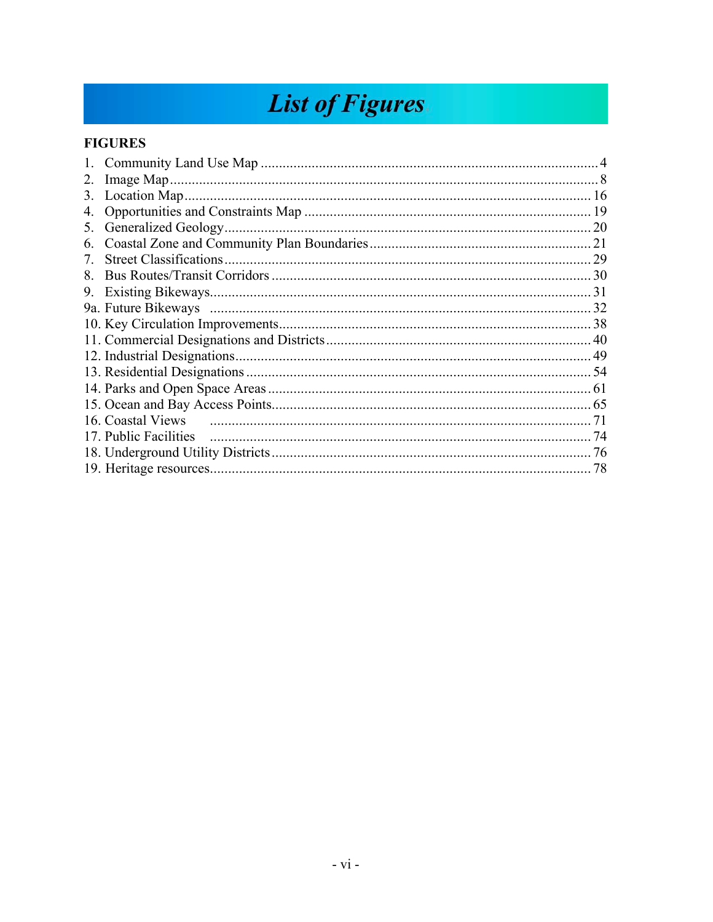# List of Figures

**FIGURES**

1. Community Land Use Map ............................................................................................ 4
2. Image Map .................................................................................................................... 8
3. Location Map ............................................................................................................... 16
4. Opportunities and Constraints Map ............................................................................. 19
5. Generalized Geology .................................................................................................... 20
6. Coastal Zone and Community Plan Boundaries ............................................................ 21
7. Street Classifications .................................................................................................... 29
8. Bus Routes/Transit Corridors ....................................................................................... 30
9. Existing Bikeways ........................................................................................................ 31

9a. Future Bikeways ........................................................................................................ 32

10. Key Circulation Improvements .................................................................................... 38
11. Commercial Designations and Districts ....................................................................... 40
12. Industrial Designations ................................................................................................ 49
13. Residential Designations .............................................................................................. 54
14. Parks and Open Space Areas ....................................................................................... 61
15. Ocean and Bay Access Points ...................................................................................... 65
16. Coastal Views ............................................................................................................. 71
17. Public Facilities ........................................................................................................... 74
18. Underground Utility Districts ....................................................................................... 76
19. Heritage resources ....................................................................................................... 78